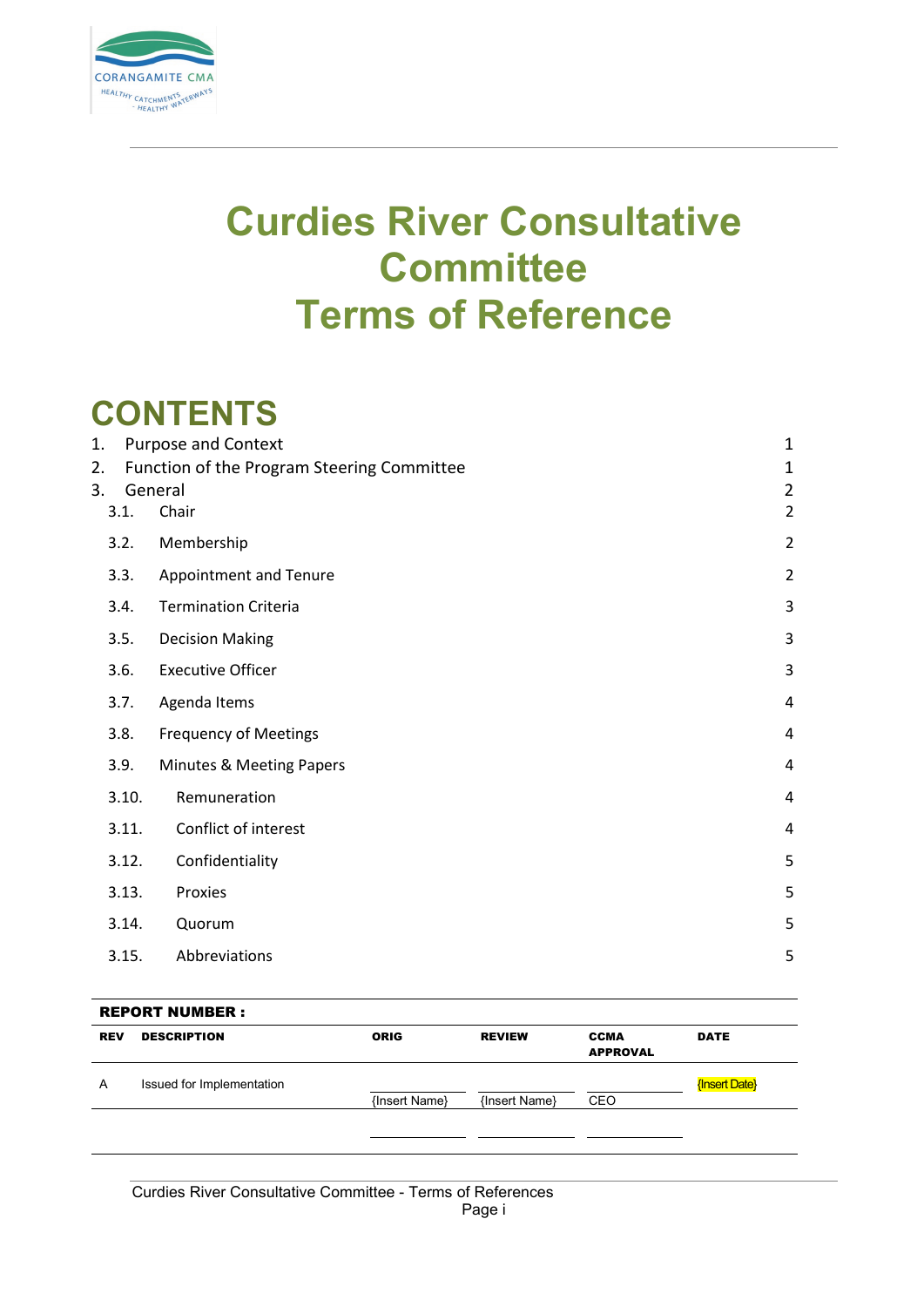# Curdies River Consultative Committee Terms of Reference

## CONTENTS

1. Purpose and Context 1
2. Function of the Program Steering Committee 1
3. General 2
   - 3.1. Chair 2
   - 3.2. Membership 2
   - 3.3. Appointment and Tenure 2
   - 3.4. Termination Criteria 3
   - 3.5. Decision Making 3
   - 3.6. Executive Officer 3
   - 3.7. Agenda Items 4
   - 3.8. Frequency of Meetings 4
   - 3.9. Minutes & Meeting Papers 4
   - 3.10. Remuneration 4
   - 3.11. Conflict of interest 4
   - 3.12. Confidentiality 5
   - 3.13. Proxies 5
   - 3.14. Quorum 5
   - 3.15. Abbreviations 5

**REPORT NUMBER :**

| REV | DESCRIPTION | ORIG | REVIEW | CCMA APPROVAL | DATE |
|---|---|---|---|---|---|
| A | Issued for Implementation | {Insert Name} | {Insert Name} | CEO | {Insert Date} |
| | | | | | |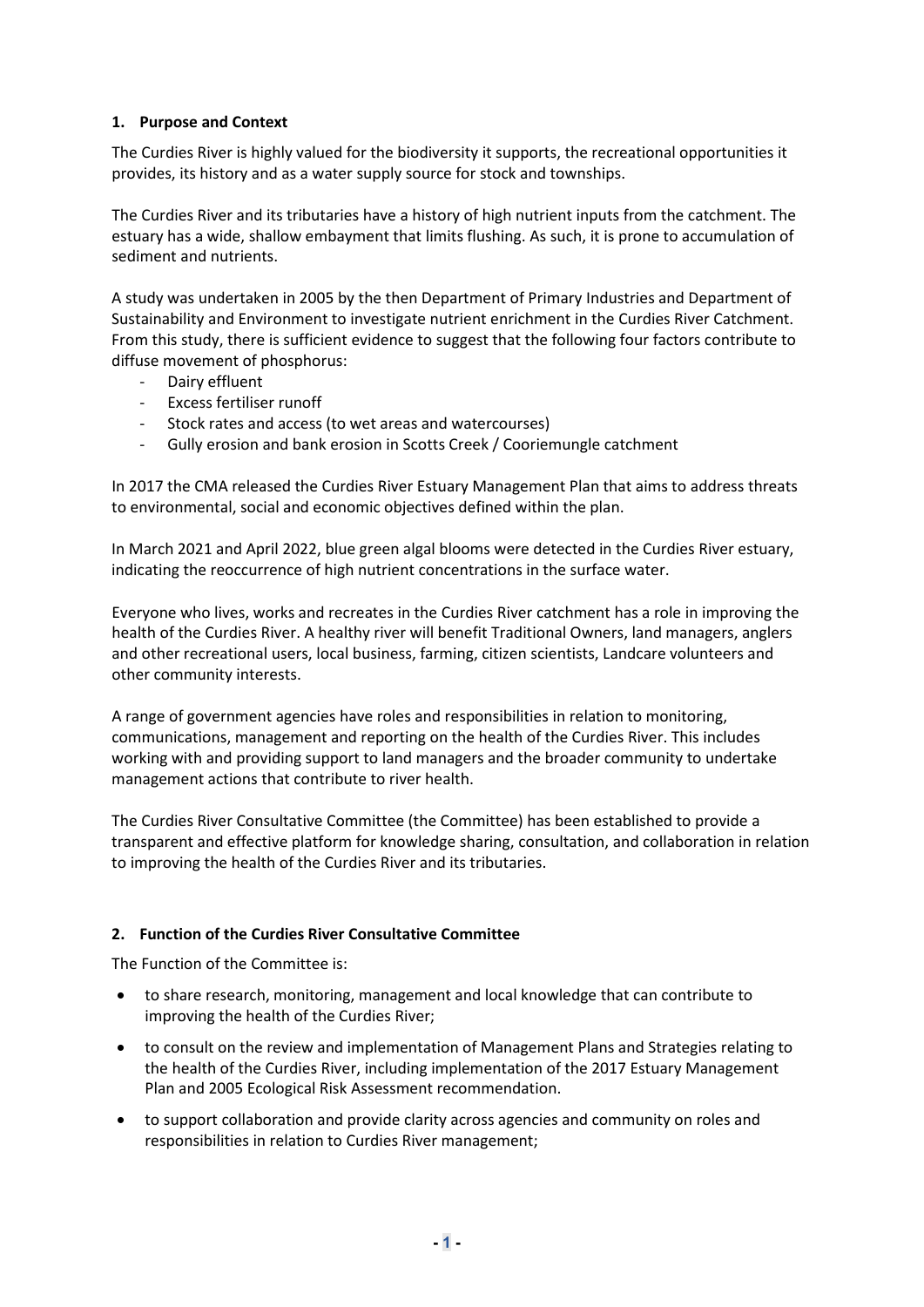## 1. Purpose and Context

The Curdies River is highly valued for the biodiversity it supports, the recreational opportunities it provides, its history and as a water supply source for stock and townships.

The Curdies River and its tributaries have a history of high nutrient inputs from the catchment. The estuary has a wide, shallow embayment that limits flushing. As such, it is prone to accumulation of sediment and nutrients.

A study was undertaken in 2005 by the then Department of Primary Industries and Department of Sustainability and Environment to investigate nutrient enrichment in the Curdies River Catchment. From this study, there is sufficient evidence to suggest that the following four factors contribute to diffuse movement of phosphorus:

- Dairy effluent
- Excess fertiliser runoff
- Stock rates and access (to wet areas and watercourses)
- Gully erosion and bank erosion in Scotts Creek / Cooriemungle catchment

In 2017 the CMA released the Curdies River Estuary Management Plan that aims to address threats to environmental, social and economic objectives defined within the plan.

In March 2021 and April 2022, blue green algal blooms were detected in the Curdies River estuary, indicating the reoccurrence of high nutrient concentrations in the surface water.

Everyone who lives, works and recreates in the Curdies River catchment has a role in improving the health of the Curdies River. A healthy river will benefit Traditional Owners, land managers, anglers and other recreational users, local business, farming, citizen scientists, Landcare volunteers and other community interests.

A range of government agencies have roles and responsibilities in relation to monitoring, communications, management and reporting on the health of the Curdies River. This includes working with and providing support to land managers and the broader community to undertake management actions that contribute to river health.

The Curdies River Consultative Committee (the Committee) has been established to provide a transparent and effective platform for knowledge sharing, consultation, and collaboration in relation to improving the health of the Curdies River and its tributaries.

## 2. Function of the Curdies River Consultative Committee

The Function of the Committee is:

- to share research, monitoring, management and local knowledge that can contribute to improving the health of the Curdies River;
- to consult on the review and implementation of Management Plans and Strategies relating to the health of the Curdies River, including implementation of the 2017 Estuary Management Plan and 2005 Ecological Risk Assessment recommendation.
- to support collaboration and provide clarity across agencies and community on roles and responsibilities in relation to Curdies River management;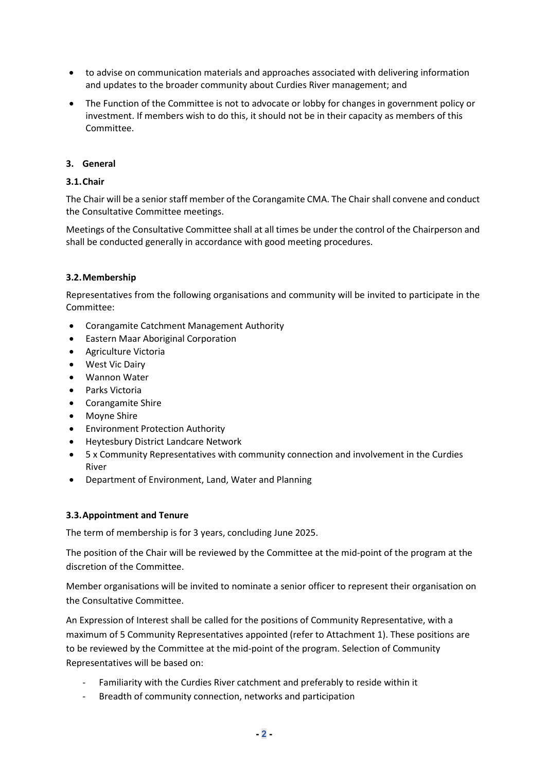- to advise on communication materials and approaches associated with delivering information and updates to the broader community about Curdies River management; and
- The Function of the Committee is not to advocate or lobby for changes in government policy or investment. If members wish to do this, it should not be in their capacity as members of this Committee.

### 3. General

#### 3.1. Chair

The Chair will be a senior staff member of the Corangamite CMA. The Chair shall convene and conduct the Consultative Committee meetings.

Meetings of the Consultative Committee shall at all times be under the control of the Chairperson and shall be conducted generally in accordance with good meeting procedures.

#### 3.2. Membership

Representatives from the following organisations and community will be invited to participate in the Committee:

- Corangamite Catchment Management Authority
- Eastern Maar Aboriginal Corporation
- Agriculture Victoria
- West Vic Dairy
- Wannon Water
- Parks Victoria
- Corangamite Shire
- Moyne Shire
- Environment Protection Authority
- Heytesbury District Landcare Network
- 5 x Community Representatives with community connection and involvement in the Curdies River
- Department of Environment, Land, Water and Planning

#### 3.3. Appointment and Tenure

The term of membership is for 3 years, concluding June 2025.

The position of the Chair will be reviewed by the Committee at the mid-point of the program at the discretion of the Committee.

Member organisations will be invited to nominate a senior officer to represent their organisation on the Consultative Committee.

An Expression of Interest shall be called for the positions of Community Representative, with a maximum of 5 Community Representatives appointed (refer to Attachment 1). These positions are to be reviewed by the Committee at the mid-point of the program. Selection of Community Representatives will be based on:

- Familiarity with the Curdies River catchment and preferably to reside within it
- Breadth of community connection, networks and participation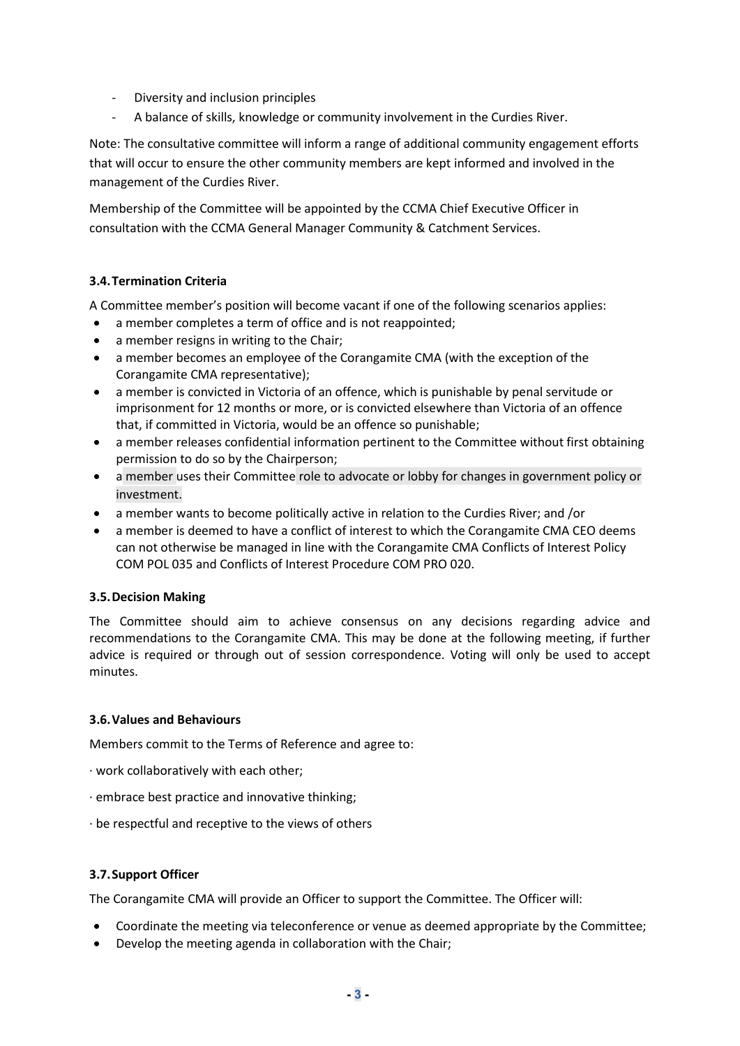- Diversity and inclusion principles
- A balance of skills, knowledge or community involvement in the Curdies River.

Note: The consultative committee will inform a range of additional community engagement efforts that will occur to ensure the other community members are kept informed and involved in the management of the Curdies River.

Membership of the Committee will be appointed by the CCMA Chief Executive Officer in consultation with the CCMA General Manager Community & Catchment Services.

### 3.4. Termination Criteria

A Committee member's position will become vacant if one of the following scenarios applies:

- a member completes a term of office and is not reappointed;
- a member resigns in writing to the Chair;
- a member becomes an employee of the Corangamite CMA (with the exception of the Corangamite CMA representative);
- a member is convicted in Victoria of an offence, which is punishable by penal servitude or imprisonment for 12 months or more, or is convicted elsewhere than Victoria of an offence that, if committed in Victoria, would be an offence so punishable;
- a member releases confidential information pertinent to the Committee without first obtaining permission to do so by the Chairperson;
- a member uses their Committee role to advocate or lobby for changes in government policy or investment.
- a member wants to become politically active in relation to the Curdies River; and /or
- a member is deemed to have a conflict of interest to which the Corangamite CMA CEO deems can not otherwise be managed in line with the Corangamite CMA Conflicts of Interest Policy COM POL 035 and Conflicts of Interest Procedure COM PRO 020.

### 3.5. Decision Making

The Committee should aim to achieve consensus on any decisions regarding advice and recommendations to the Corangamite CMA. This may be done at the following meeting, if further advice is required or through out of session correspondence. Voting will only be used to accept minutes.

### 3.6. Values and Behaviours

Members commit to the Terms of Reference and agree to:

· work collaboratively with each other;

· embrace best practice and innovative thinking;

· be respectful and receptive to the views of others

### 3.7. Support Officer

The Corangamite CMA will provide an Officer to support the Committee. The Officer will:

- Coordinate the meeting via teleconference or venue as deemed appropriate by the Committee;
- Develop the meeting agenda in collaboration with the Chair;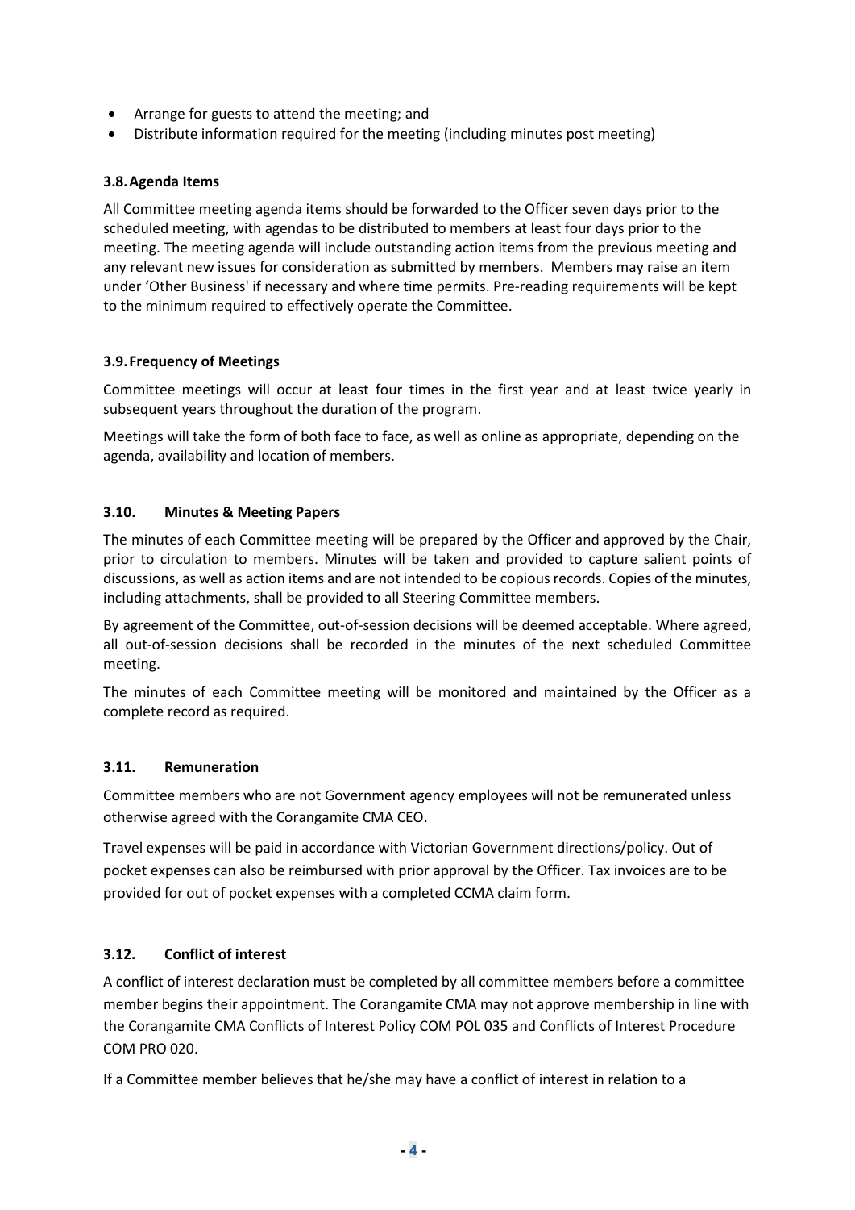- Arrange for guests to attend the meeting; and
- Distribute information required for the meeting (including minutes post meeting)

### 3.8. Agenda Items

All Committee meeting agenda items should be forwarded to the Officer seven days prior to the scheduled meeting, with agendas to be distributed to members at least four days prior to the meeting. The meeting agenda will include outstanding action items from the previous meeting and any relevant new issues for consideration as submitted by members. Members may raise an item under 'Other Business' if necessary and where time permits. Pre-reading requirements will be kept to the minimum required to effectively operate the Committee.

### 3.9. Frequency of Meetings

Committee meetings will occur at least four times in the first year and at least twice yearly in subsequent years throughout the duration of the program.

Meetings will take the form of both face to face, as well as online as appropriate, depending on the agenda, availability and location of members.

### 3.10. Minutes & Meeting Papers

The minutes of each Committee meeting will be prepared by the Officer and approved by the Chair, prior to circulation to members. Minutes will be taken and provided to capture salient points of discussions, as well as action items and are not intended to be copious records. Copies of the minutes, including attachments, shall be provided to all Steering Committee members.

By agreement of the Committee, out-of-session decisions will be deemed acceptable. Where agreed, all out-of-session decisions shall be recorded in the minutes of the next scheduled Committee meeting.

The minutes of each Committee meeting will be monitored and maintained by the Officer as a complete record as required.

### 3.11. Remuneration

Committee members who are not Government agency employees will not be remunerated unless otherwise agreed with the Corangamite CMA CEO.

Travel expenses will be paid in accordance with Victorian Government directions/policy. Out of pocket expenses can also be reimbursed with prior approval by the Officer. Tax invoices are to be provided for out of pocket expenses with a completed CCMA claim form.

### 3.12. Conflict of interest

A conflict of interest declaration must be completed by all committee members before a committee member begins their appointment. The Corangamite CMA may not approve membership in line with the Corangamite CMA Conflicts of Interest Policy COM POL 035 and Conflicts of Interest Procedure COM PRO 020.

If a Committee member believes that he/she may have a conflict of interest in relation to a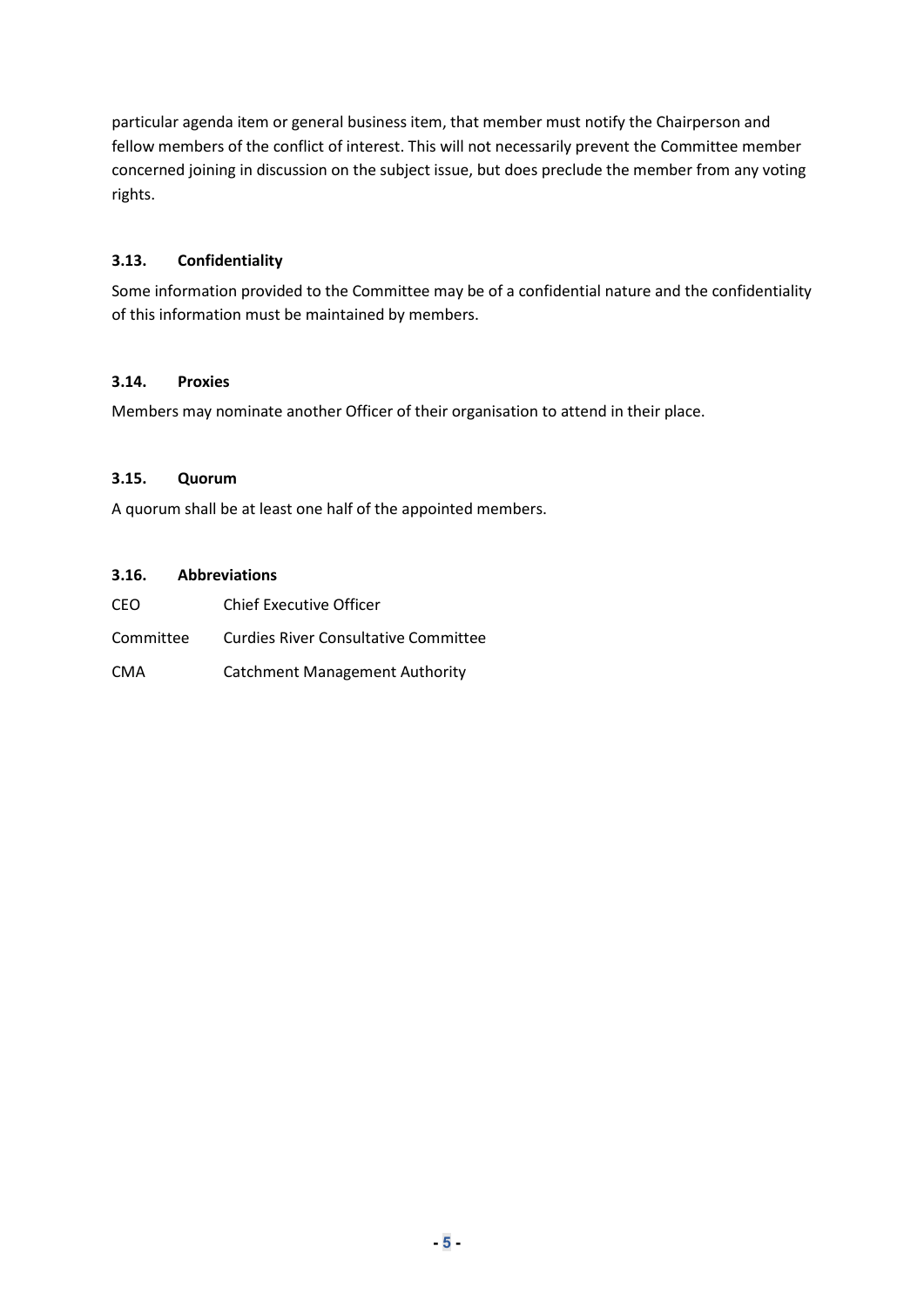particular agenda item or general business item, that member must notify the Chairperson and fellow members of the conflict of interest. This will not necessarily prevent the Committee member concerned joining in discussion on the subject issue, but does preclude the member from any voting rights.

### 3.13. Confidentiality

Some information provided to the Committee may be of a confidential nature and the confidentiality of this information must be maintained by members.

### 3.14. Proxies

Members may nominate another Officer of their organisation to attend in their place.

### 3.15. Quorum

A quorum shall be at least one half of the appointed members.

### 3.16. Abbreviations

| | |
|---|---|
| CEO | Chief Executive Officer |
| Committee | Curdies River Consultative Committee |
| CMA | Catchment Management Authority |